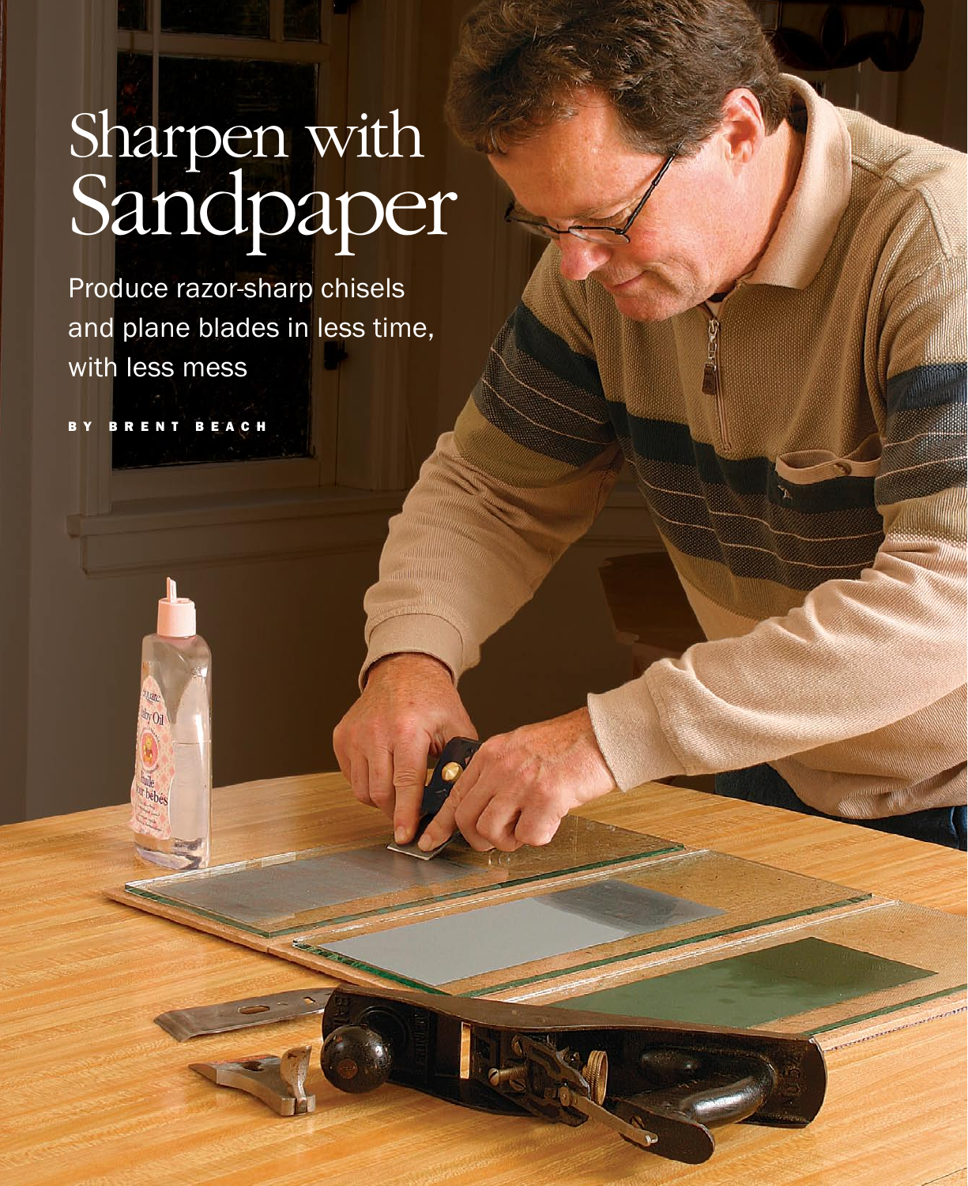# Sharpen with Sandpaper

Produce razor-sharp chisels and plane blades in less time, with less mess

BY BRENT BEACH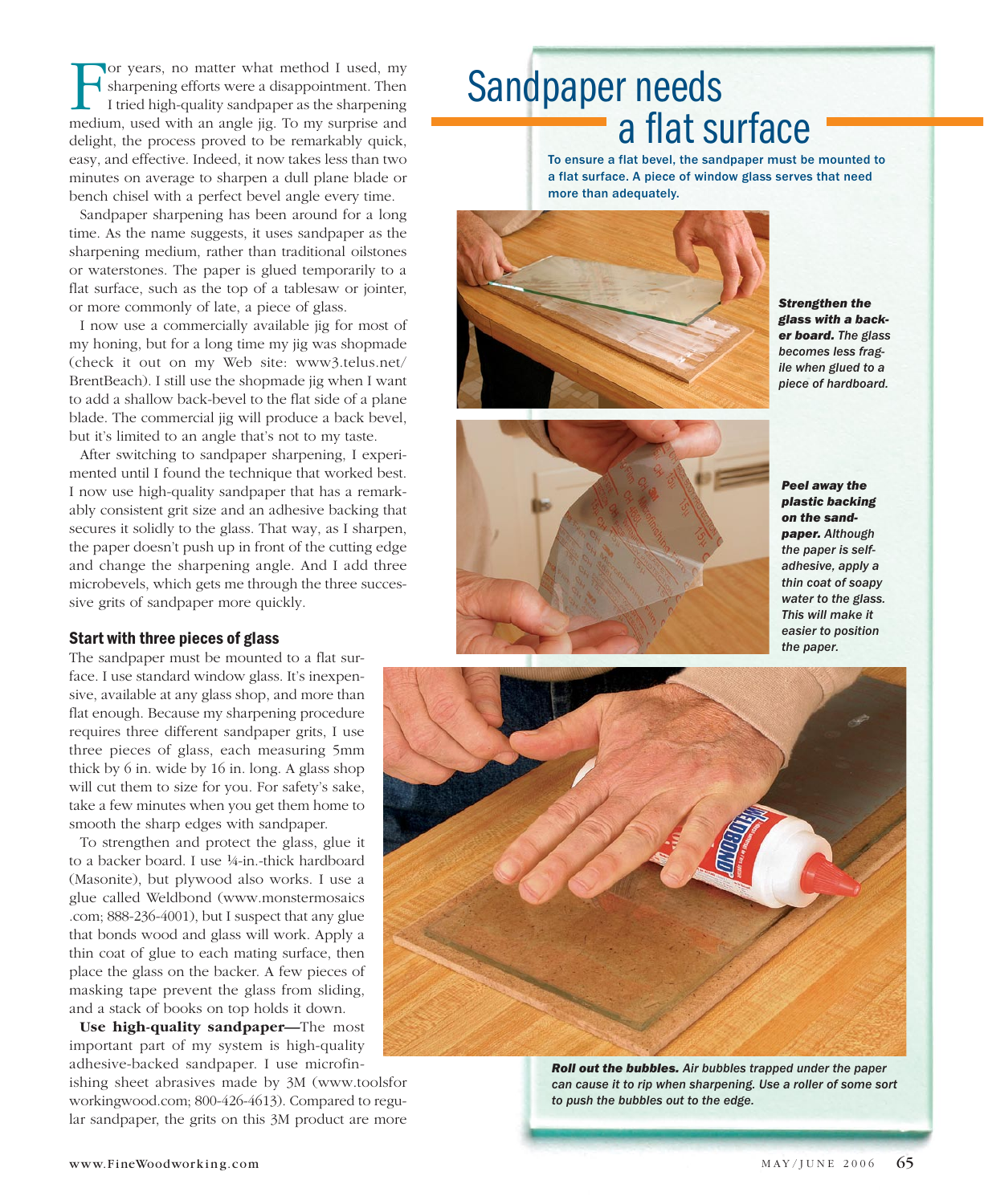For years, no matter what method I used, my sharpening efforts were a disappointment. Then I tried high-quality sandpaper as the sharpening medium, used with an angle jig. To my surprise and delight, the process proved to be remarkably quick, easy, and effective. Indeed, it now takes less than two minutes on average to sharpen a dull plane blade or bench chisel with a perfect bevel angle every time.

Sandpaper sharpening has been around for a long time. As the name suggests, it uses sandpaper as the sharpening medium, rather than traditional oilstones or waterstones. The paper is glued temporarily to a flat surface, such as the top of a tablesaw or jointer, or more commonly of late, a piece of glass.

I now use a commercially available jig for most of my honing, but for a long time my jig was shopmade (check it out on my Web site: www3.telus.net/BrentBeach). I still use the shopmade jig when I want to add a shallow back-bevel to the flat side of a plane blade. The commercial jig will produce a back bevel, but it's limited to an angle that's not to my taste.

After switching to sandpaper sharpening, I experimented until I found the technique that worked best. I now use high-quality sandpaper that has a remarkably consistent grit size and an adhesive backing that secures it solidly to the glass. That way, as I sharpen, the paper doesn't push up in front of the cutting edge and change the sharpening angle. And I add three microbevels, which gets me through the three successive grits of sandpaper more quickly.

### Start with three pieces of glass

The sandpaper must be mounted to a flat surface. I use standard window glass. It's inexpensive, available at any glass shop, and more than flat enough. Because my sharpening procedure requires three different sandpaper grits, I use three pieces of glass, each measuring 5mm thick by 6 in. wide by 16 in. long. A glass shop will cut them to size for you. For safety's sake, take a few minutes when you get them home to smooth the sharp edges with sandpaper.

To strengthen and protect the glass, glue it to a backer board. I use ¼-in.-thick hardboard (Masonite), but plywood also works. I use a glue called Weldbond (www.monstermosaics.com; 888-236-4001), but I suspect that any glue that bonds wood and glass will work. Apply a thin coat of glue to each mating surface, then place the glass on the backer. A few pieces of masking tape prevent the glass from sliding, and a stack of books on top holds it down.

**Use high-quality sandpaper**—The most important part of my system is high-quality adhesive-backed sandpaper. I use microfinishing sheet abrasives made by 3M (www.toolsforworkingwood.com; 800-426-4613). Compared to regular sandpaper, the grits on this 3M product are more

## Sandpaper needs a flat surface

**To ensure a flat bevel, the sandpaper must be mounted to a flat surface. A piece of window glass serves that need more than adequately.**

***Strengthen the glass with a backer board.*** *The glass becomes less fragile when glued to a piece of hardboard.*

***Peel away the plastic backing on the sandpaper.*** *Although the paper is self-adhesive, apply a thin coat of soapy water to the glass. This will make it easier to position the paper.*

***Roll out the bubbles.*** *Air bubbles trapped under the paper can cause it to rip when sharpening. Use a roller of some sort to push the bubbles out to the edge.*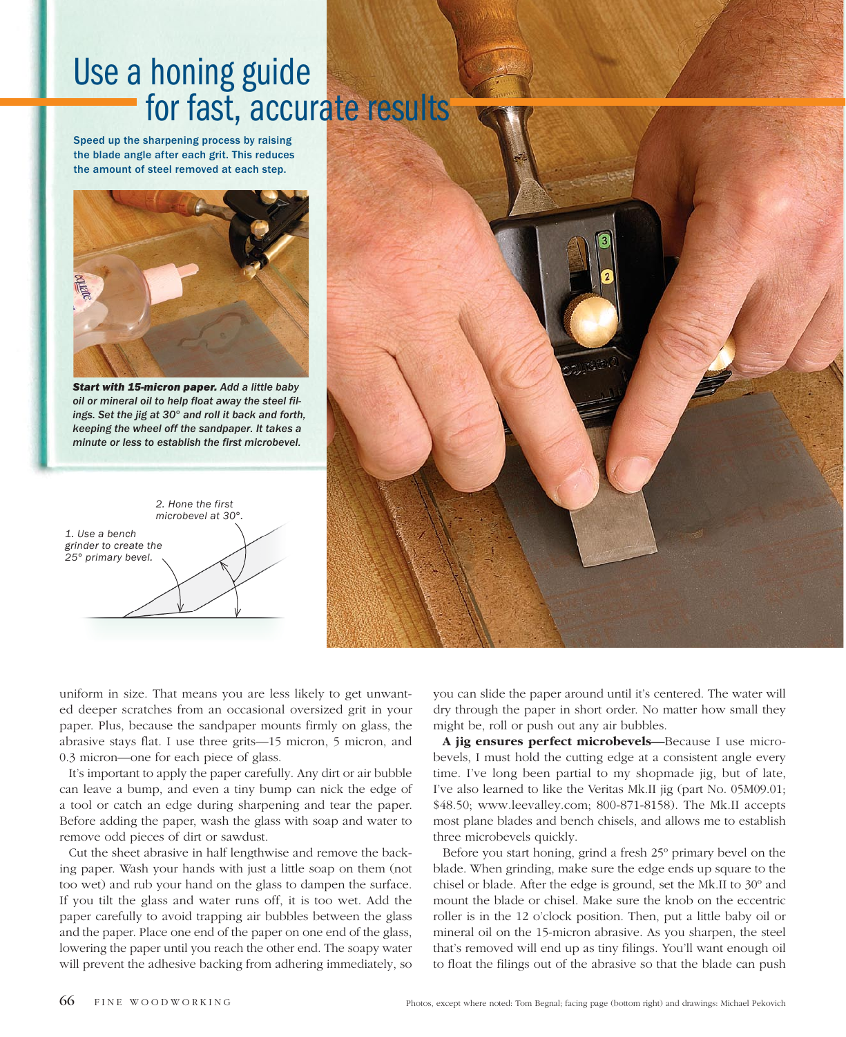# Use a honing guide for fast, accurate results

Speed up the sharpening process by raising the blade angle after each grit. This reduces the amount of steel removed at each step.

***Start with 15-micron paper.*** *Add a little baby oil or mineral oil to help float away the steel filings. Set the jig at 30° and roll it back and forth, keeping the wheel off the sandpaper. It takes a minute or less to establish the first microbevel.*

*1. Use a bench grinder to create the 25° primary bevel.*

*2. Hone the first microbevel at 30°.*

uniform in size. That means you are less likely to get unwanted deeper scratches from an occasional oversized grit in your paper. Plus, because the sandpaper mounts firmly on glass, the abrasive stays flat. I use three grits—15 micron, 5 micron, and 0.3 micron—one for each piece of glass.

It's important to apply the paper carefully. Any dirt or air bubble can leave a bump, and even a tiny bump can nick the edge of a tool or catch an edge during sharpening and tear the paper. Before adding the paper, wash the glass with soap and water to remove odd pieces of dirt or sawdust.

Cut the sheet abrasive in half lengthwise and remove the backing paper. Wash your hands with just a little soap on them (not too wet) and rub your hand on the glass to dampen the surface. If you tilt the glass and water runs off, it is too wet. Add the paper carefully to avoid trapping air bubbles between the glass and the paper. Place one end of the paper on one end of the glass, lowering the paper until you reach the other end. The soapy water will prevent the adhesive backing from adhering immediately, so you can slide the paper around until it's centered. The water will dry through the paper in short order. No matter how small they might be, roll or push out any air bubbles.

**A jig ensures perfect microbevels—**Because I use microbevels, I must hold the cutting edge at a consistent angle every time. I've long been partial to my shopmade jig, but of late, I've also learned to like the Veritas Mk.II jig (part No. 05M09.01; $48.50; www.leevalley.com; 800-871-8158). The Mk.II accepts most plane blades and bench chisels, and allows me to establish three microbevels quickly.

Before you start honing, grind a fresh 25° primary bevel on the blade. When grinding, make sure the edge ends up square to the chisel or blade. After the edge is ground, set the Mk.II to 30° and mount the blade or chisel. Make sure the knob on the eccentric roller is in the 12 o'clock position. Then, put a little baby oil or mineral oil on the 15-micron abrasive. As you sharpen, the steel that's removed will end up as tiny filings. You'll want enough oil to float the filings out of the abrasive so that the blade can push

Photos, except where noted: Tom Begnal; facing page (bottom right) and drawings: Michael Pekovich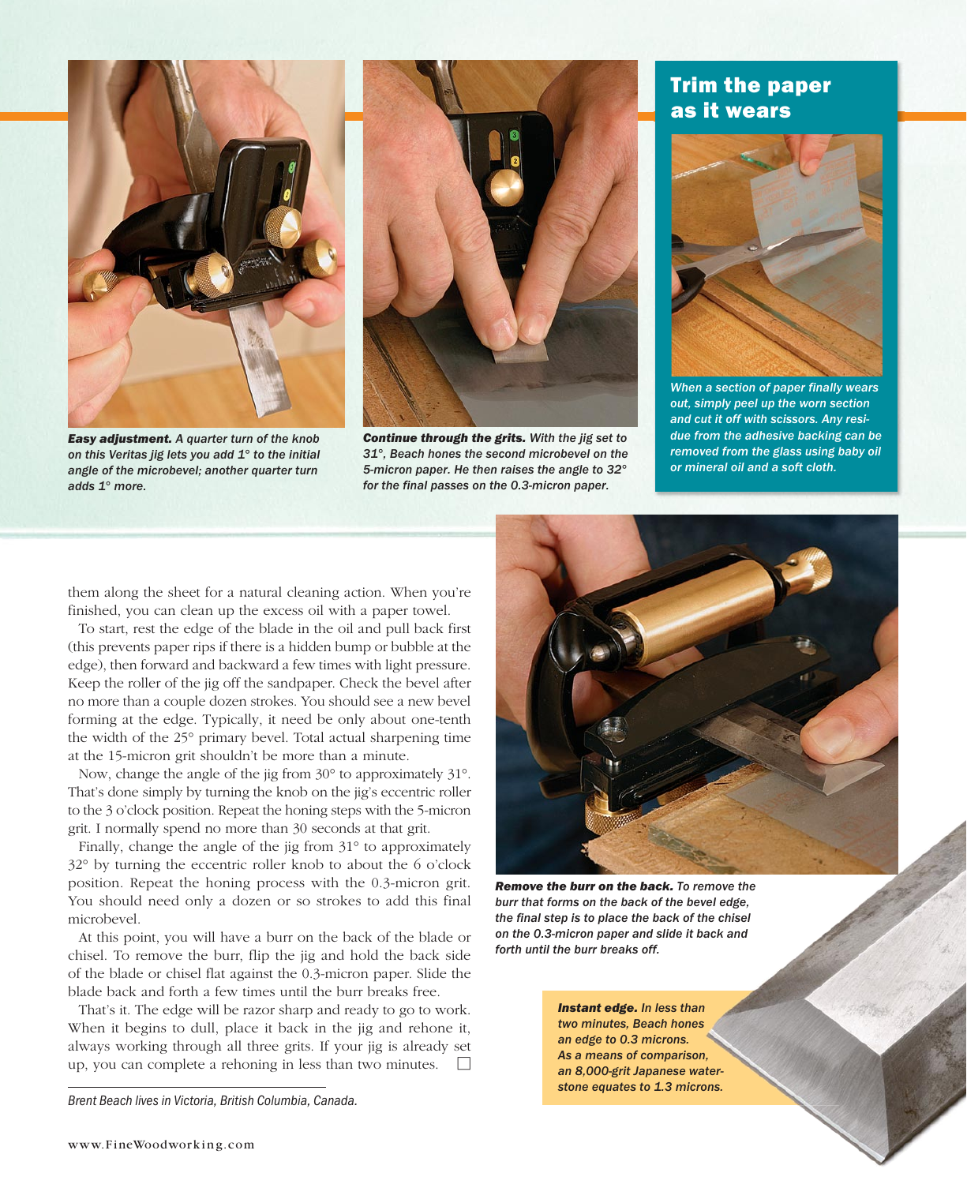***Easy adjustment.*** *A quarter turn of the knob on this Veritas jig lets you add 1° to the initial angle of the microbevel; another quarter turn adds 1° more.*

***Continue through the grits.*** *With the jig set to 31°, Beach hones the second microbevel on the 5-micron paper. He then raises the angle to 32° for the final passes on the 0.3-micron paper.*

## Trim the paper as it wears

*When a section of paper finally wears out, simply peel up the worn section and cut it off with scissors. Any residue from the adhesive backing can be removed from the glass using baby oil or mineral oil and a soft cloth.*

them along the sheet for a natural cleaning action. When you're finished, you can clean up the excess oil with a paper towel.

To start, rest the edge of the blade in the oil and pull back first (this prevents paper rips if there is a hidden bump or bubble at the edge), then forward and backward a few times with light pressure. Keep the roller of the jig off the sandpaper. Check the bevel after no more than a couple dozen strokes. You should see a new bevel forming at the edge. Typically, it need be only about one-tenth the width of the 25° primary bevel. Total actual sharpening time at the 15-micron grit shouldn't be more than a minute.

Now, change the angle of the jig from 30° to approximately 31°. That's done simply by turning the knob on the jig's eccentric roller to the 3 o'clock position. Repeat the honing steps with the 5-micron grit. I normally spend no more than 30 seconds at that grit.

Finally, change the angle of the jig from 31° to approximately 32° by turning the eccentric roller knob to about the 6 o'clock position. Repeat the honing process with the 0.3-micron grit. You should need only a dozen or so strokes to add this final microbevel.

At this point, you will have a burr on the back of the blade or chisel. To remove the burr, flip the jig and hold the back side of the blade or chisel flat against the 0.3-micron paper. Slide the blade back and forth a few times until the burr breaks free.

That's it. The edge will be razor sharp and ready to go to work. When it begins to dull, place it back in the jig and rehone it, always working through all three grits. If your jig is already set up, you can complete a rehoning in less than two minutes. □

*Brent Beach lives in Victoria, British Columbia, Canada.*

***Remove the burr on the back.*** *To remove the burr that forms on the back of the bevel edge, the final step is to place the back of the chisel on the 0.3-micron paper and slide it back and forth until the burr breaks off.*

***Instant edge.*** *In less than two minutes, Beach hones an edge to 0.3 microns. As a means of comparison, an 8,000-grit Japanese waterstone equates to 1.3 microns.*